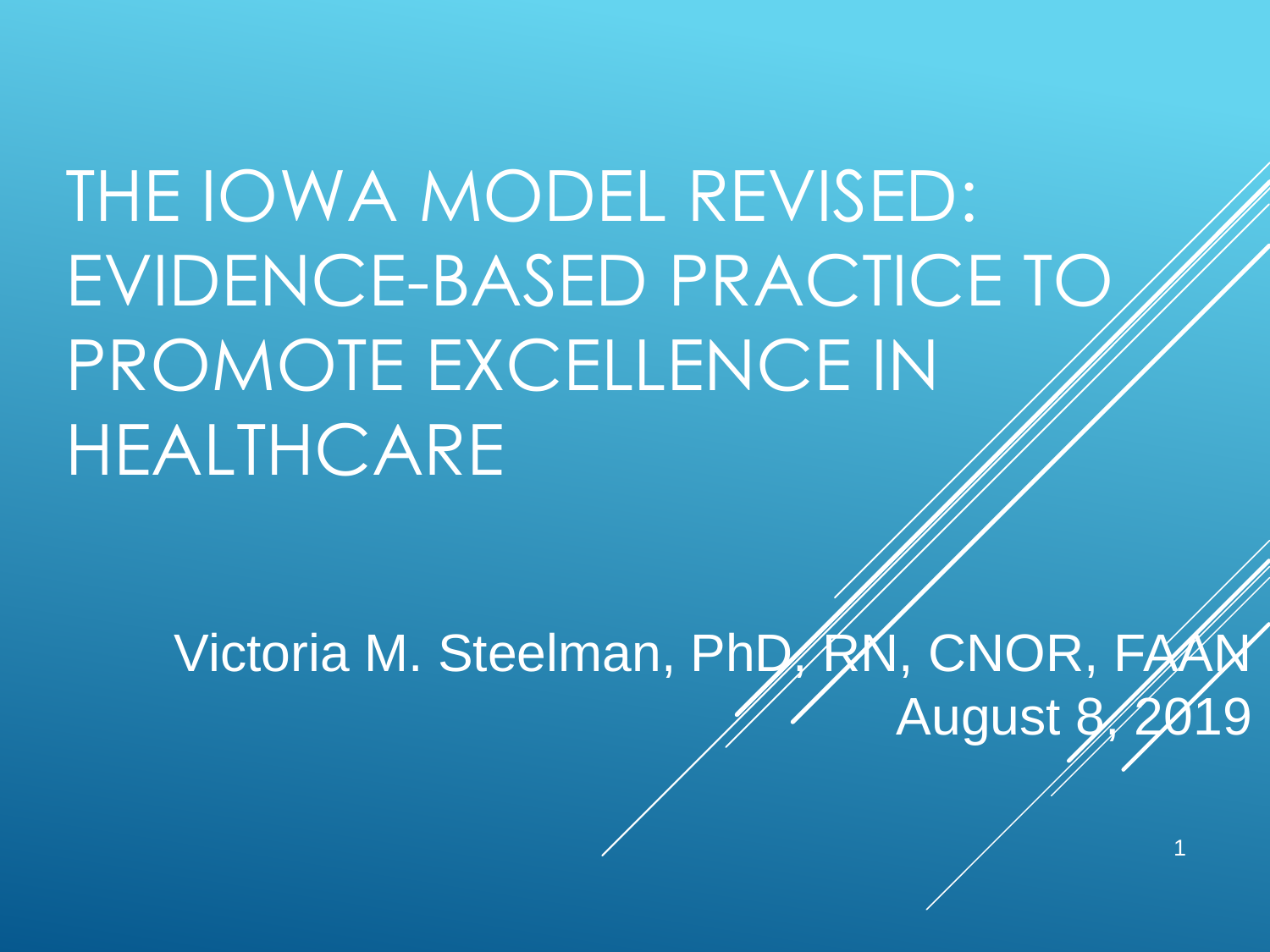# THE IOWA MODEL REVISED: EVIDENCE-BASED PRACTICE TO PROMOTE EXCELLENCE IN HEALTHCARE

Victoria M. Steelman, PhD, RN, CNOR, FAAN

August 8, 2019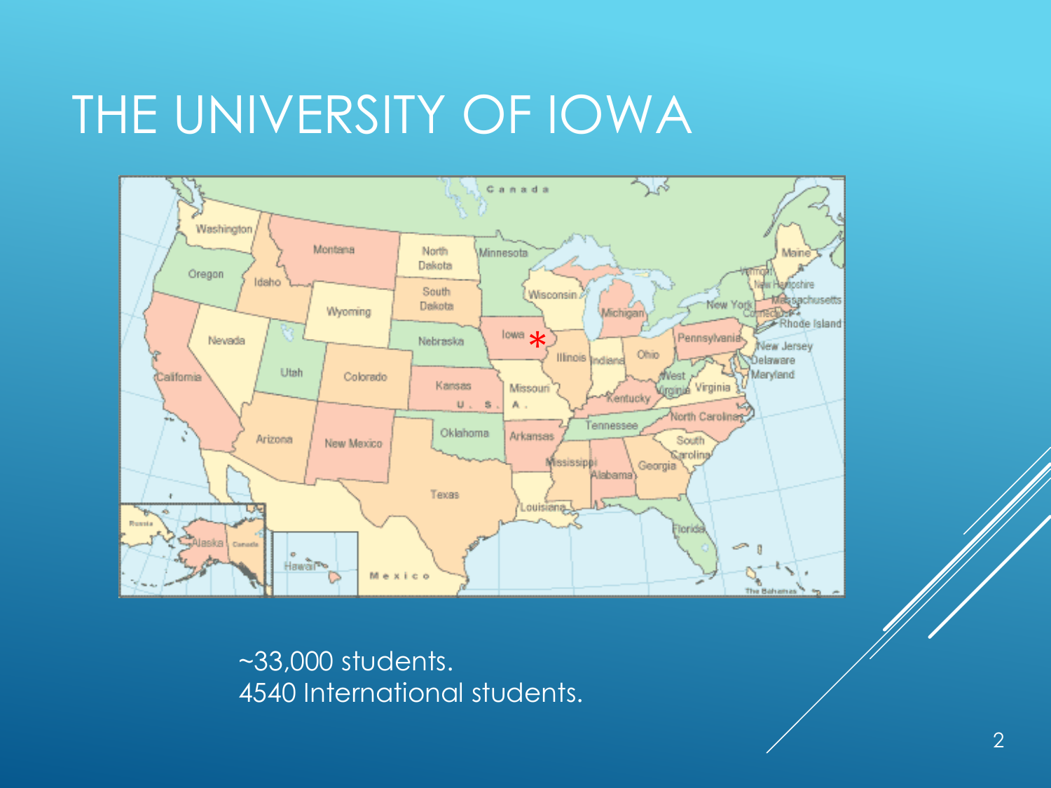# THE UNIVERSITY OF IOWA

~33,000 students.
4540 International students.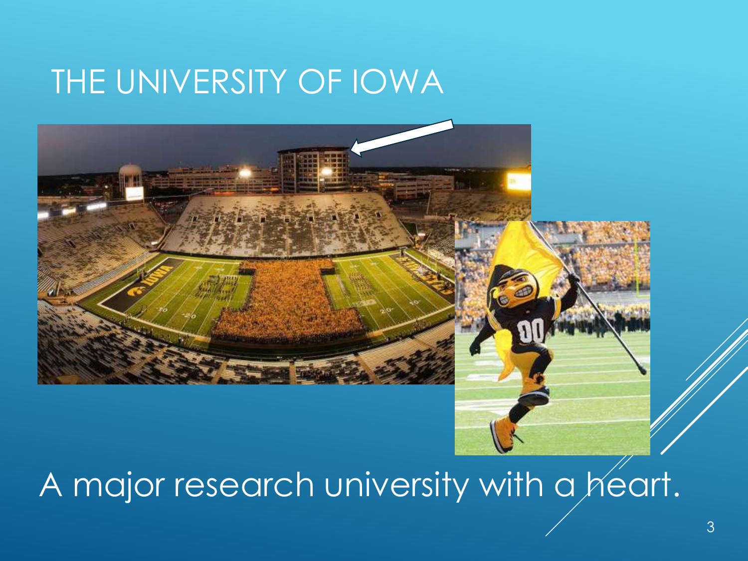# THE UNIVERSITY OF IOWA

A major research university with a heart.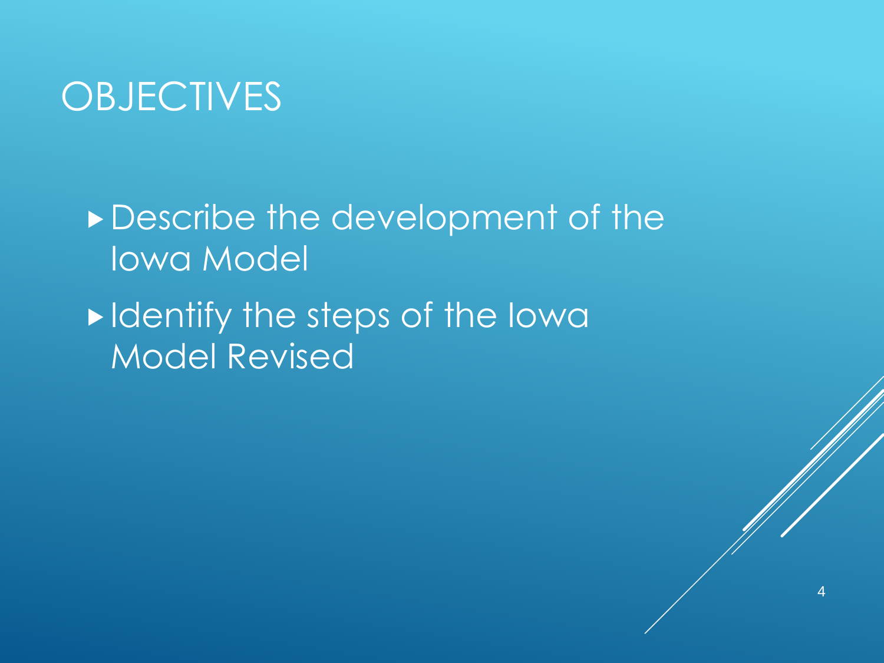# OBJECTIVES

- Describe the development of the Iowa Model
- Identify the steps of the Iowa Model Revised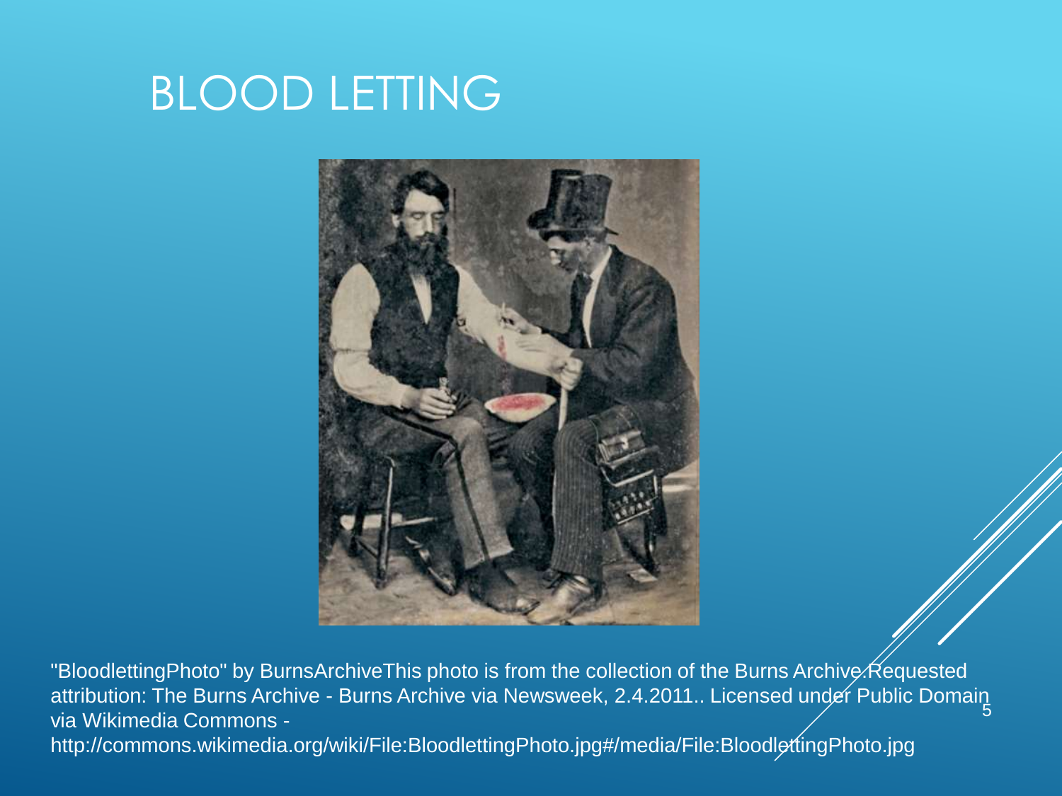# BLOOD LETTING

"BloodlettingPhoto" by BurnsArchiveThis photo is from the collection of the Burns Archive.Requested attribution: The Burns Archive - Burns Archive via Newsweek, 2.4.2011.. Licensed under Public Domain via Wikimedia Commons - http://commons.wikimedia.org/wiki/File:BloodlettingPhoto.jpg#/media/File:BloodlettingPhoto.jpg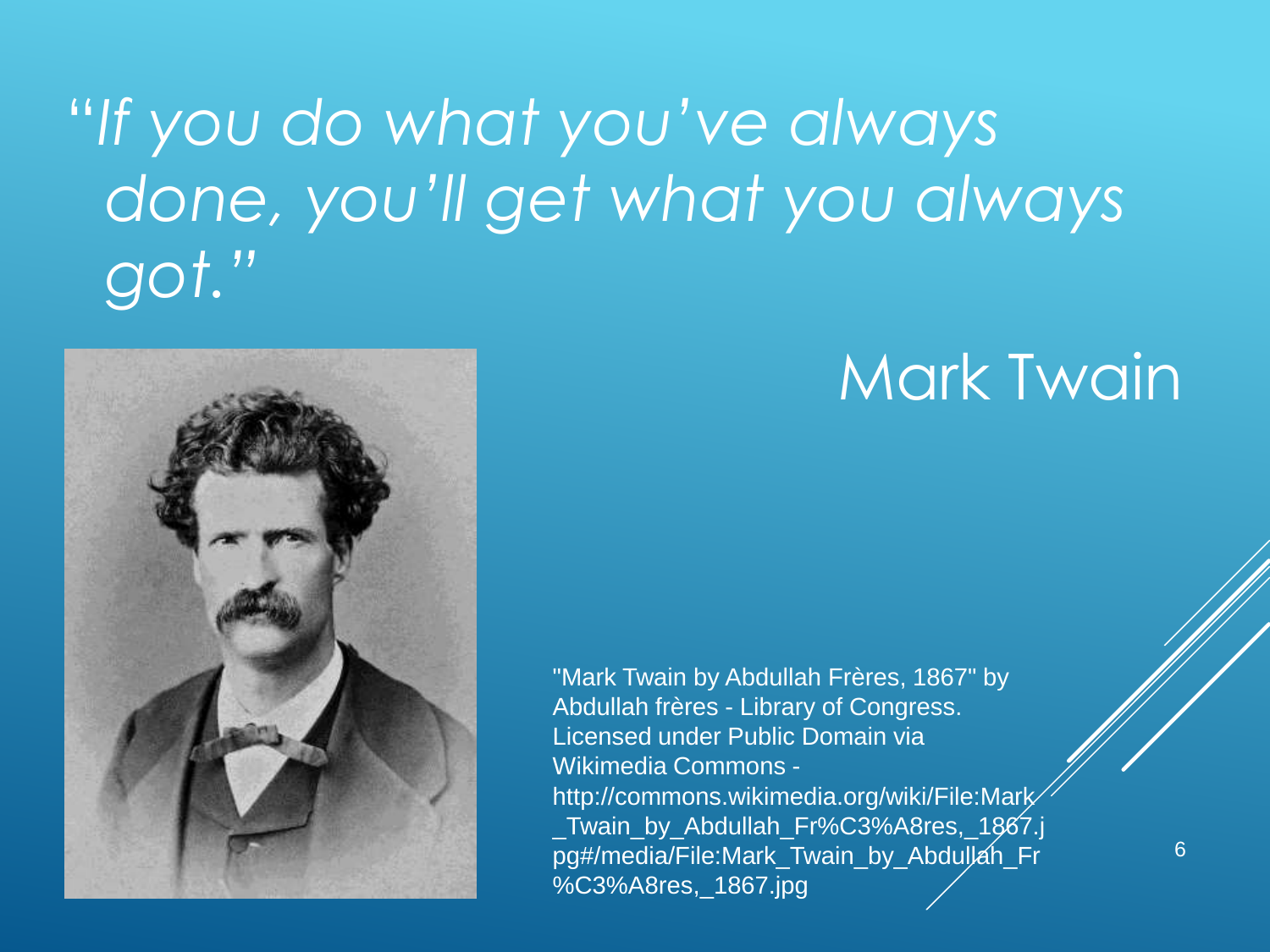*"If you do what you've always done, you'll get what you always got."*

Mark Twain

"Mark Twain by Abdullah Frères, 1867" by Abdullah frères - Library of Congress. Licensed under Public Domain via Wikimedia Commons - http://commons.wikimedia.org/wiki/File:Mark_Twain_by_Abdullah_Fr%C3%A8res,_1867.jpg#/media/File:Mark_Twain_by_Abdullah_Fr%C3%A8res,_1867.jpg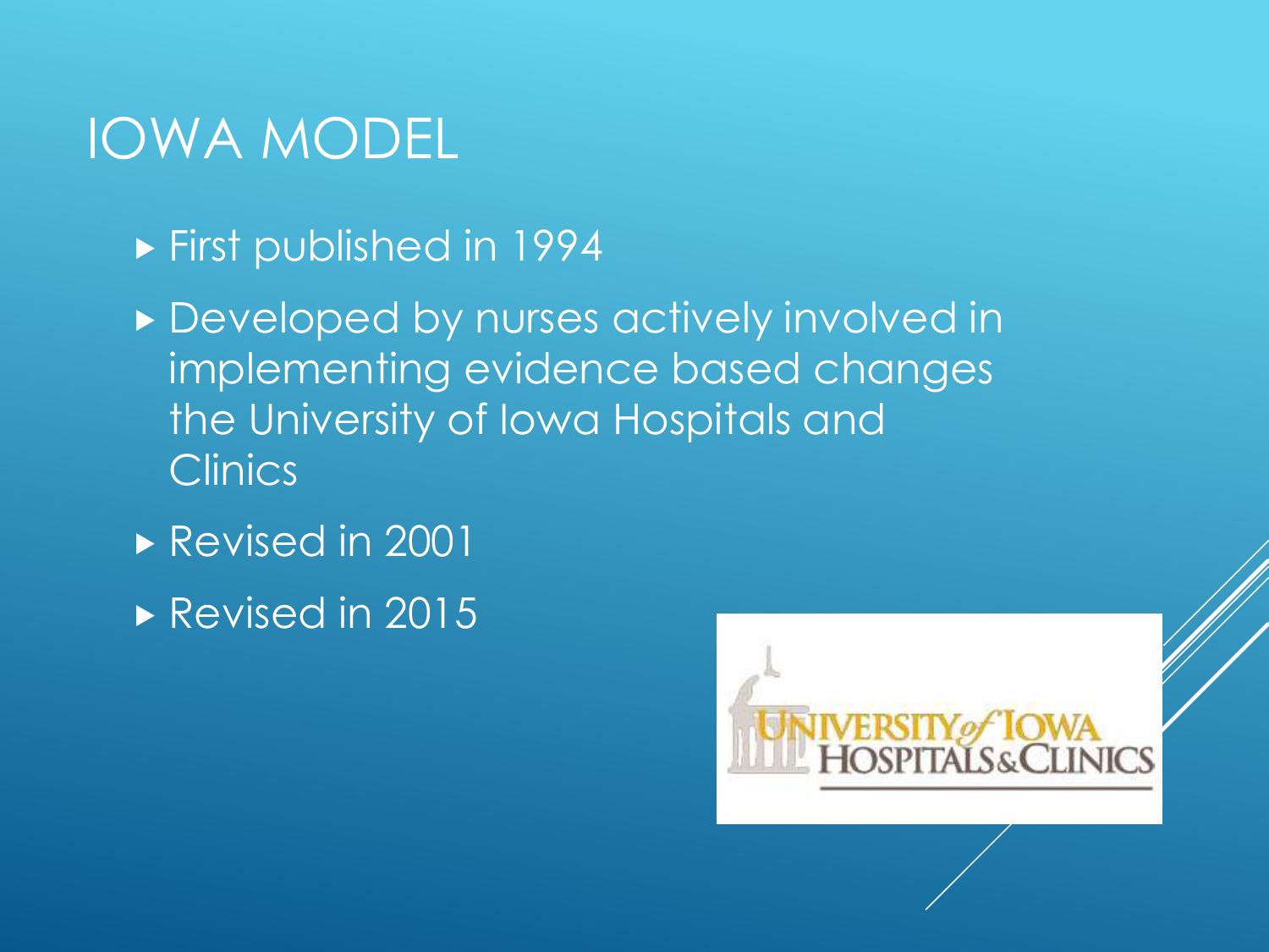# IOWA MODEL

- First published in 1994
- Developed by nurses actively involved in implementing evidence based changes the University of Iowa Hospitals and Clinics
- Revised in 2001
- Revised in 2015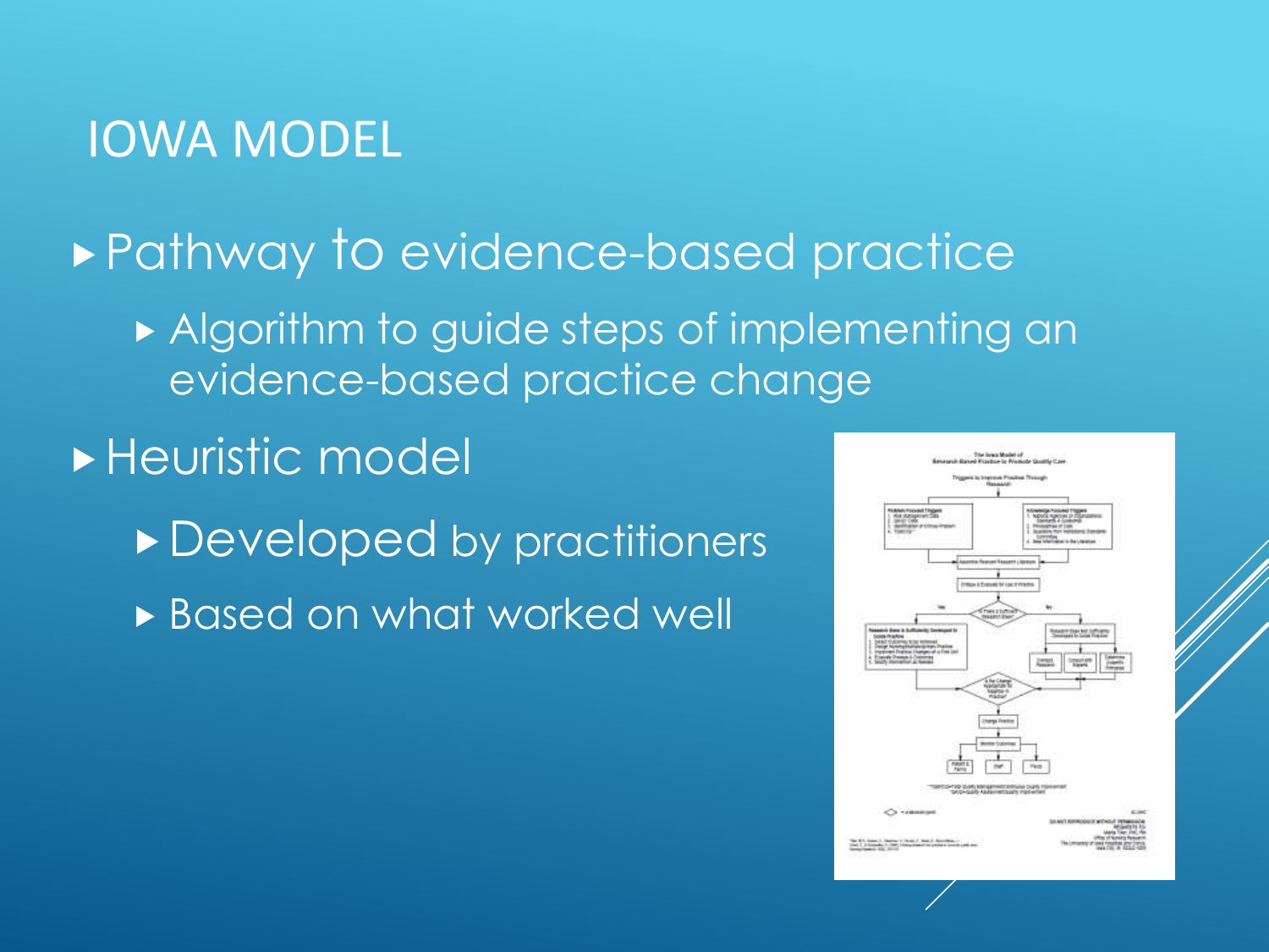# IOWA MODEL

- Pathway to evidence-based practice
  - Algorithm to guide steps of implementing an evidence-based practice change
- Heuristic model
  - Developed by practitioners
  - Based on what worked well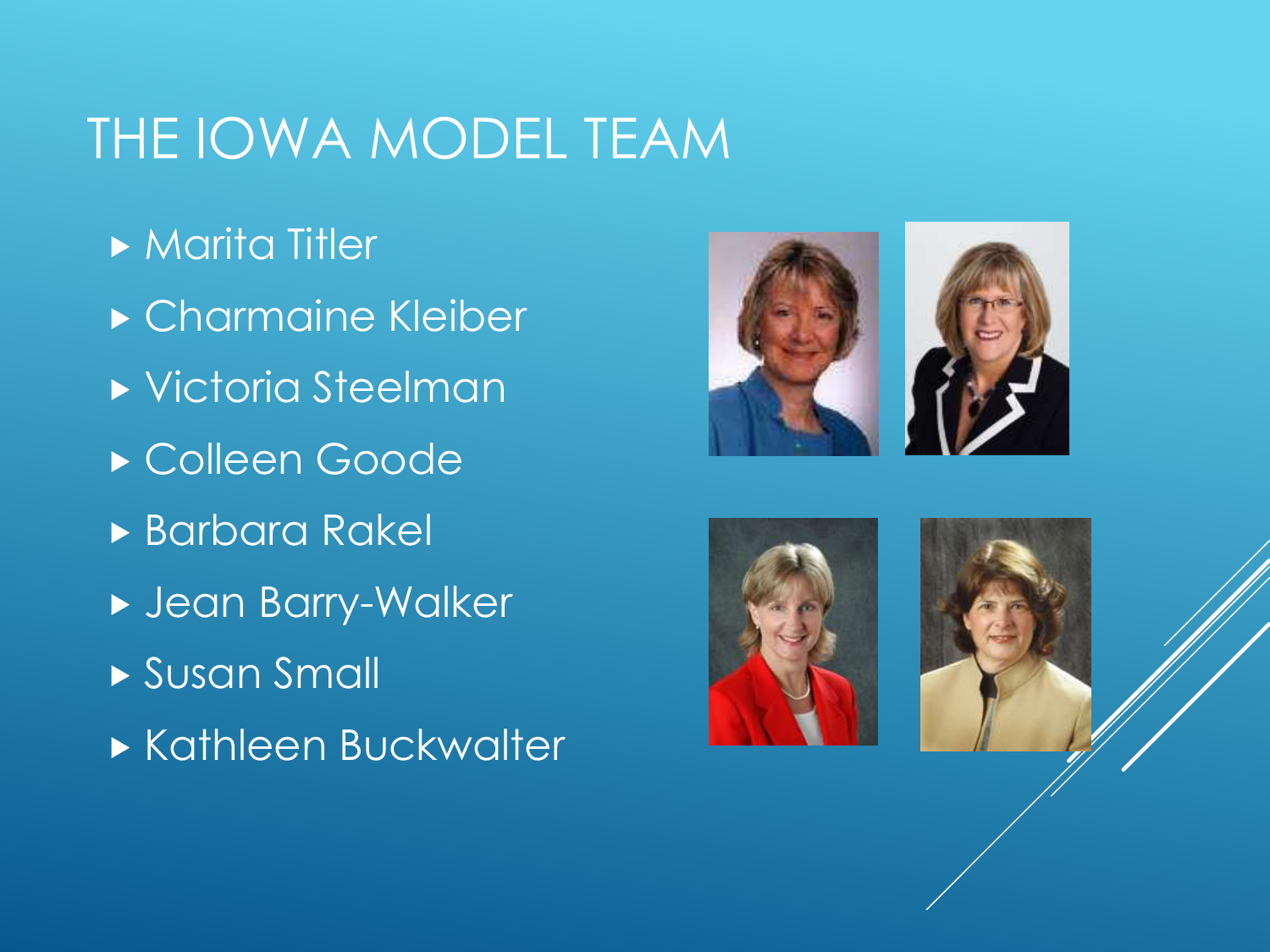# THE IOWA MODEL TEAM

- Marita Titler
- Charmaine Kleiber
- Victoria Steelman
- Colleen Goode
- Barbara Rakel
- Jean Barry-Walker
- Susan Small
- Kathleen Buckwalter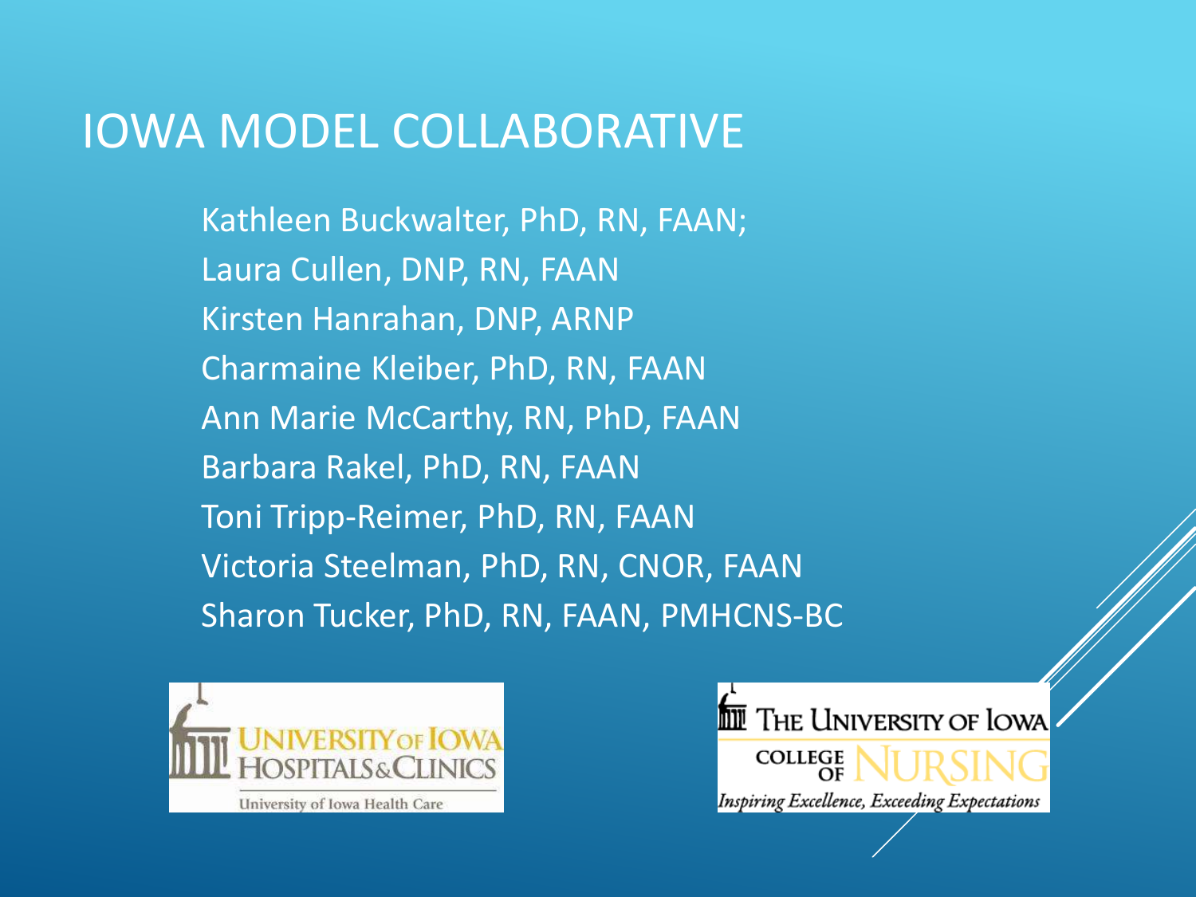# IOWA MODEL COLLABORATIVE

Kathleen Buckwalter, PhD, RN, FAAN;
Laura Cullen, DNP, RN, FAAN
Kirsten Hanrahan, DNP, ARNP
Charmaine Kleiber, PhD, RN, FAAN
Ann Marie McCarthy, RN, PhD, FAAN
Barbara Rakel, PhD, RN, FAAN
Toni Tripp-Reimer, PhD, RN, FAAN
Victoria Steelman, PhD, RN, CNOR, FAAN
Sharon Tucker, PhD, RN, FAAN, PMHCNS-BC

UNIVERSITY OF IOWA HOSPITALS & CLINICS
University of Iowa Health Care

THE UNIVERSITY OF IOWA
COLLEGE OF NURSING
*Inspiring Excellence, Exceeding Expectations*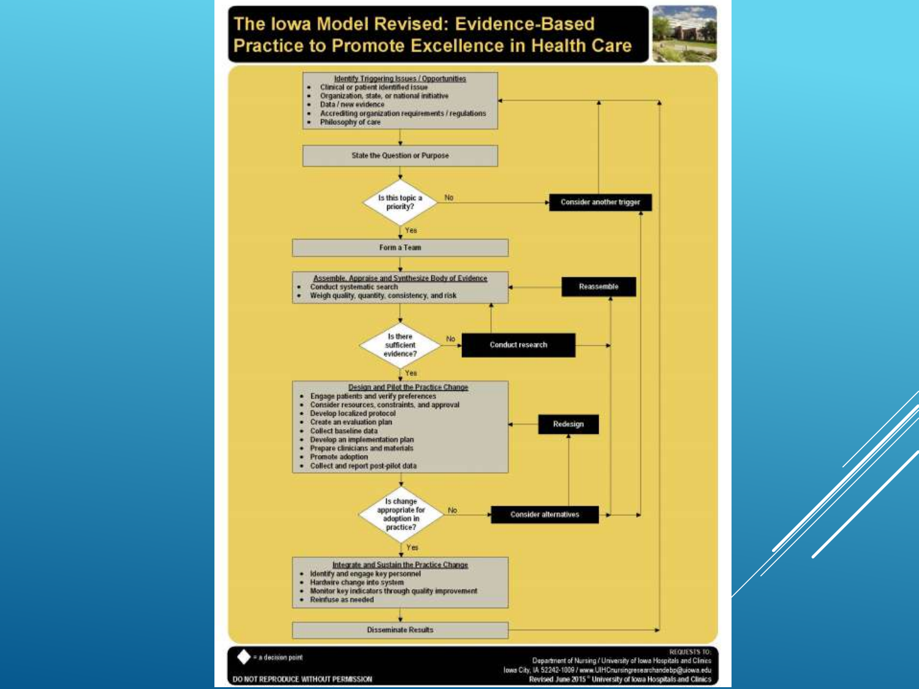# The Iowa Model Revised: Evidence-Based Practice to Promote Excellence in Health Care

**Identify Triggering Issues / Opportunities**
- Clinical or patient identified issue
- Organization, state, or national initiative
- Data / new evidence
- Accrediting organization requirements / regulations
- Philosophy of care

State the Question or Purpose

Is this topic a priority? — No → Consider another trigger

Yes

Form a Team

**Assemble, Appraise and Synthesize Body of Evidence**
- Conduct systematic search
- Weigh quality, quantity, consistency, and risk

Reassemble

Is there sufficient evidence? — No → Conduct research

Yes

**Design and Pilot the Practice Change**
- Engage patients and verify preferences
- Consider resources, constraints, and approval
- Develop localized protocol
- Create an evaluation plan
- Collect baseline data
- Develop an implementation plan
- Prepare clinicians and materials
- Promote adoption
- Collect and report post-pilot data

Redesign

Is change appropriate for adoption in practice? — No → Consider alternatives

Yes

**Integrate and Sustain the Practice Change**
- Identify and engage key personnel
- Hardwire change into system
- Monitor key indicators through quality improvement
- Reinfuse as needed

Disseminate Results

◆ = a decision point

DO NOT REPRODUCE WITHOUT PERMISSION

REQUESTS TO:
Department of Nursing / University of Iowa Hospitals and Clinics
Iowa City, IA 52242-1009 / www.UIHCnursingresearchandebp@uiowa.edu
Revised June 2015 © University of Iowa Hospitals and Clinics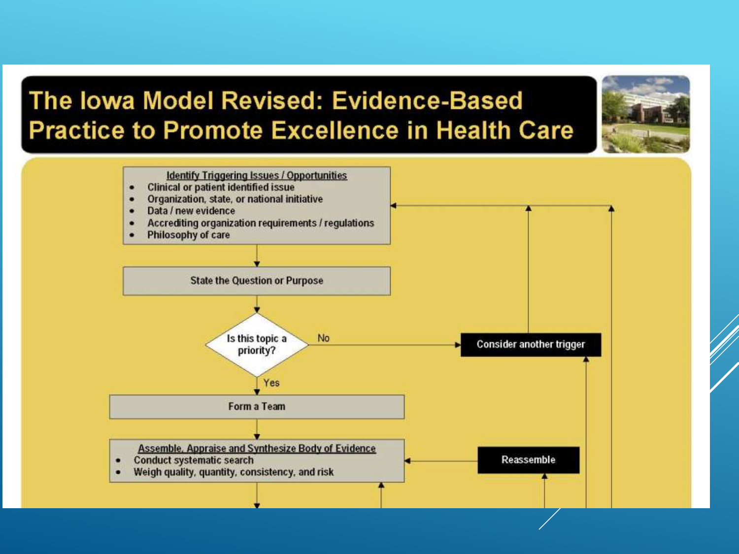# The Iowa Model Revised: Evidence-Based Practice to Promote Excellence in Health Care

**Identify Triggering Issues / Opportunities**

- Clinical or patient identified issue
- Organization, state, or national initiative
- Data / new evidence
- Accrediting organization requirements / regulations
- Philosophy of care

↓

**State the Question or Purpose**

↓

**Is this topic a priority?**

- No → Consider another trigger (→ returns to Identify Triggering Issues / Opportunities)
- Yes ↓

**Form a Team**

↓

**Assemble, Appraise and Synthesize Body of Evidence**

- Conduct systematic search
- Weigh quality, quantity, consistency, and risk

Reassemble → Assemble, Appraise and Synthesize Body of Evidence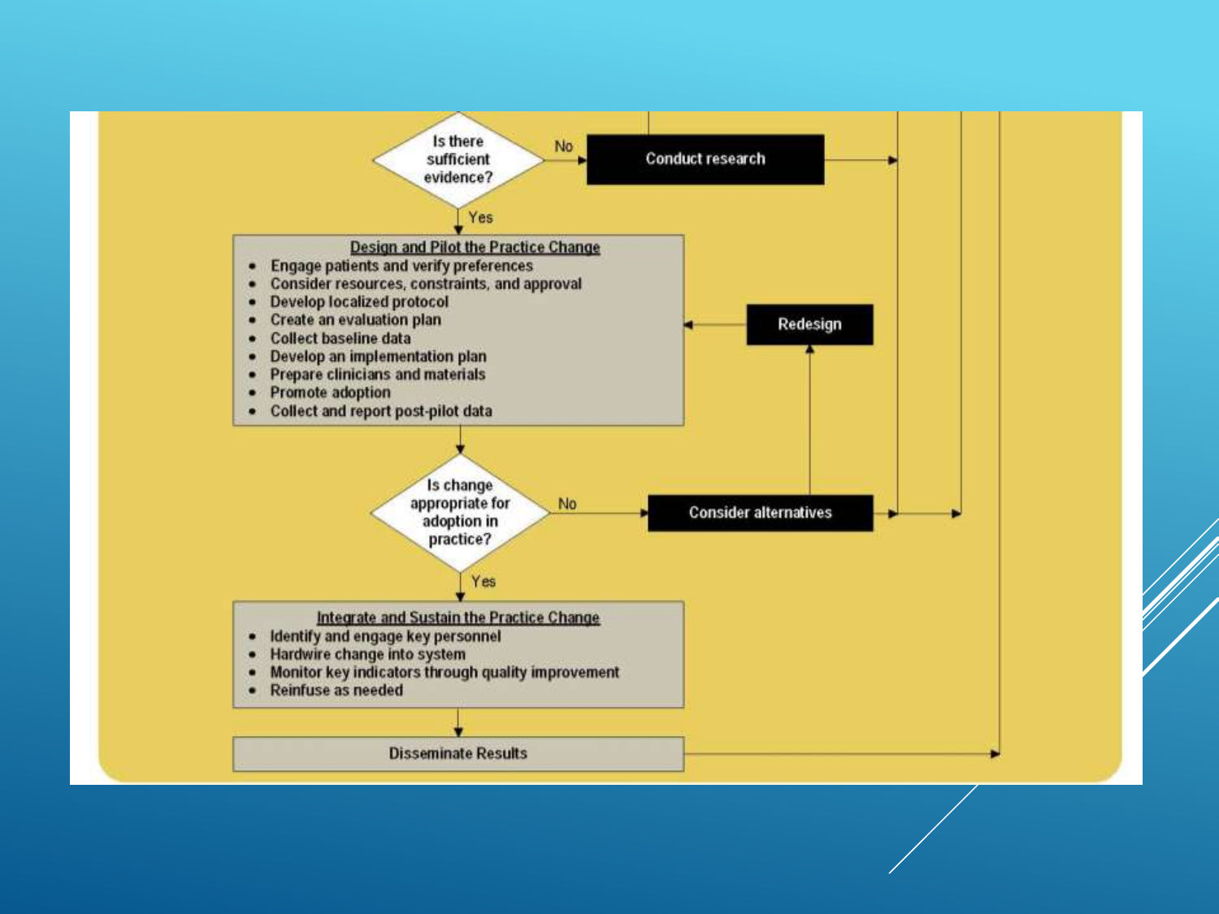Is there sufficient evidence?

No → **Conduct research**

Yes ↓

**Design and Pilot the Practice Change**

- Engage patients and verify preferences
- Consider resources, constraints, and approval
- Develop localized protocol
- Create an evaluation plan
- Collect baseline data
- Develop an implementation plan
- Prepare clinicians and materials
- Promote adoption
- Collect and report post-pilot data

**Redesign**

Is change appropriate for adoption in practice?

No → **Consider alternatives**

Yes ↓

**Integrate and Sustain the Practice Change**

- Identify and engage key personnel
- Hardwire change into system
- Monitor key indicators through quality improvement
- Reinfuse as needed

**Disseminate Results**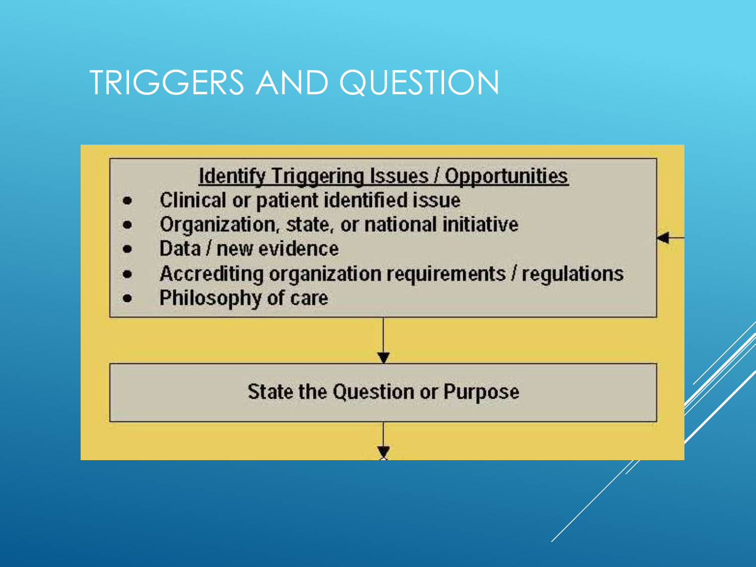# TRIGGERS AND QUESTION

**Identify Triggering Issues / Opportunities**

- Clinical or patient identified issue
- Organization, state, or national initiative
- Data / new evidence
- Accrediting organization requirements / regulations
- Philosophy of care

**State the Question or Purpose**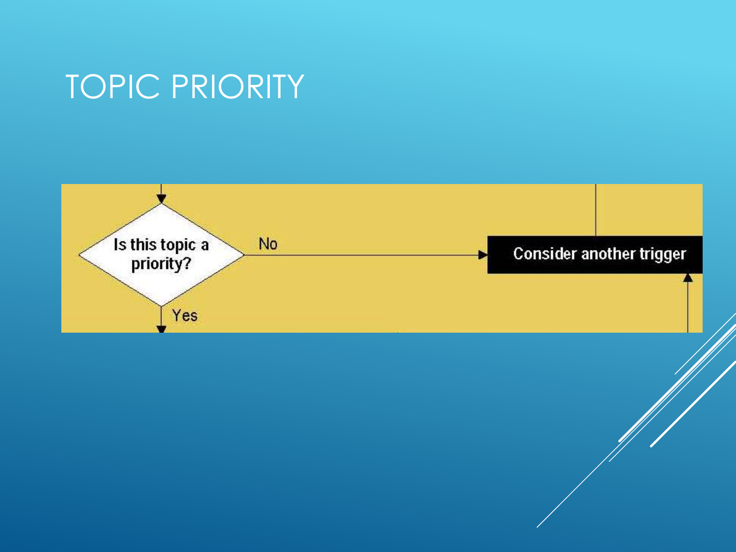# TOPIC PRIORITY

Is this topic a priority?

No

Consider another trigger

Yes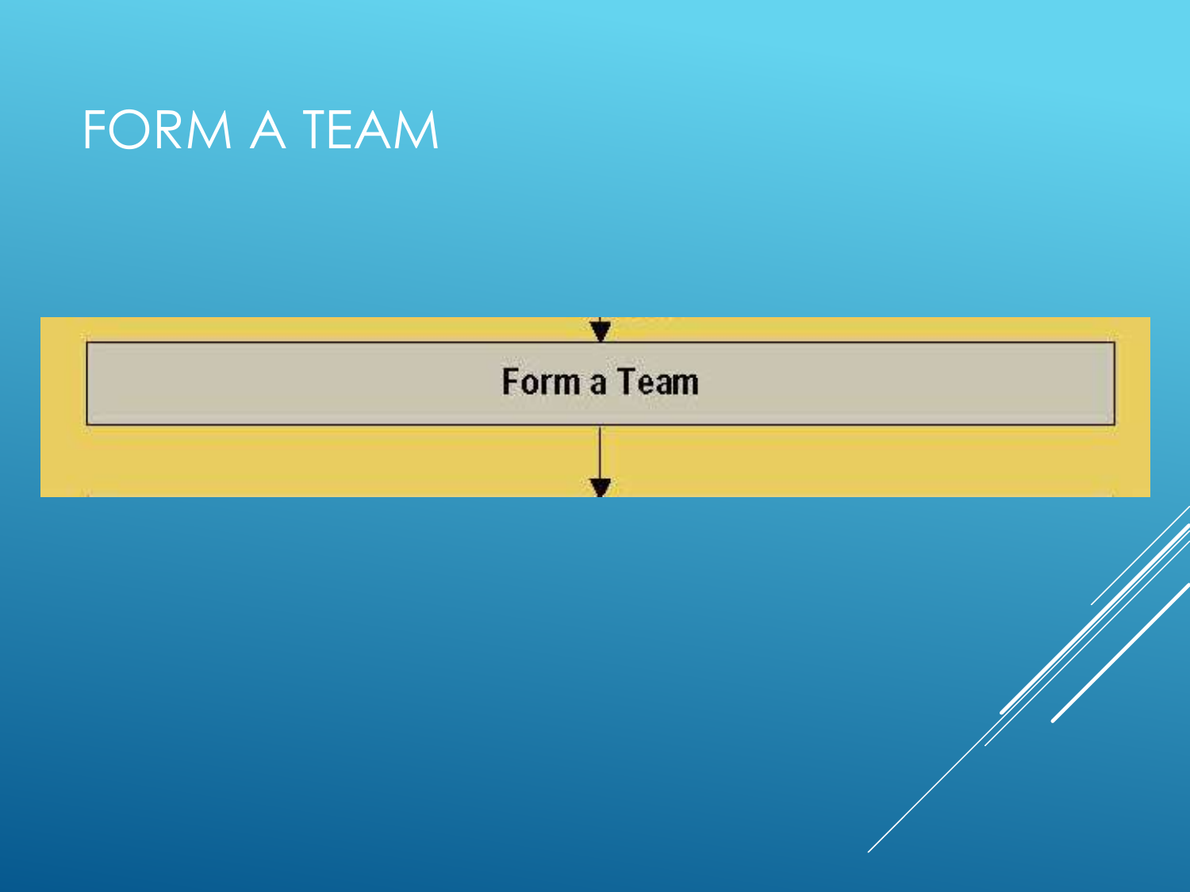# FORM A TEAM

Form a Team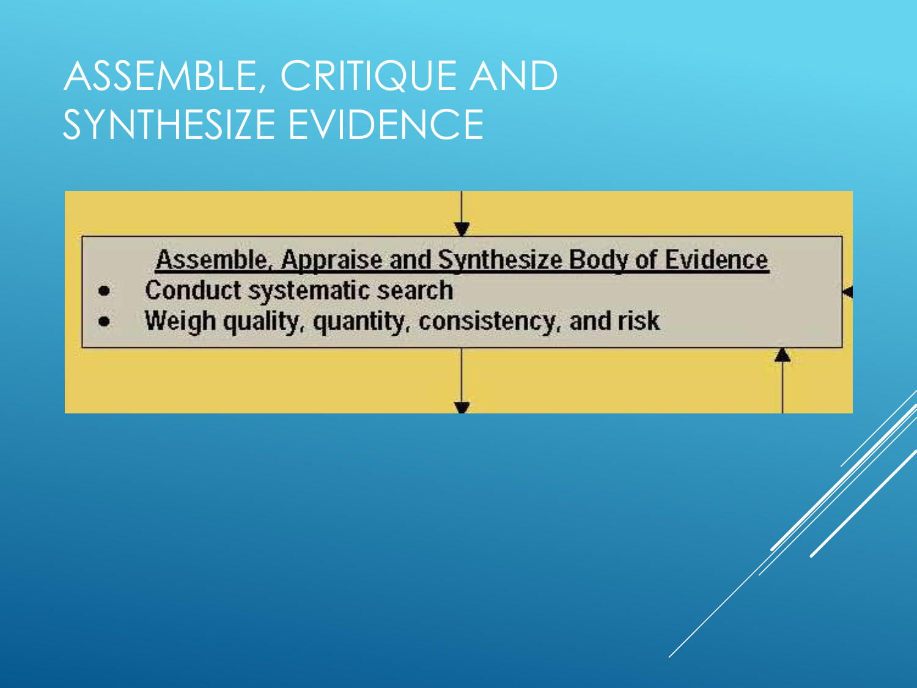# ASSEMBLE, CRITIQUE AND SYNTHESIZE EVIDENCE

**Assemble, Appraise and Synthesize Body of Evidence**

- Conduct systematic search
- Weigh quality, quantity, consistency, and risk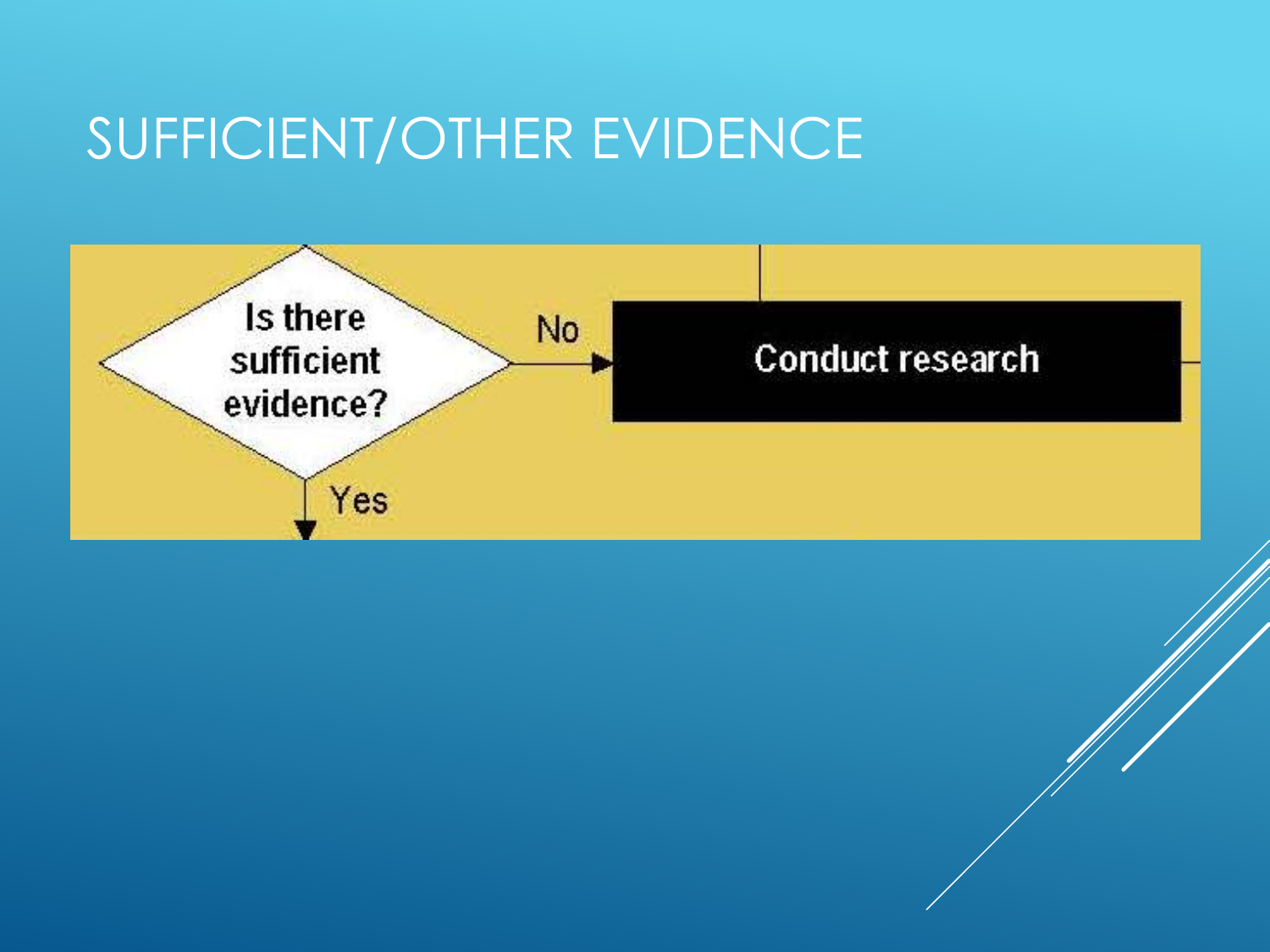# SUFFICIENT/OTHER EVIDENCE

Is there sufficient evidence?

No → Conduct research

Yes ↓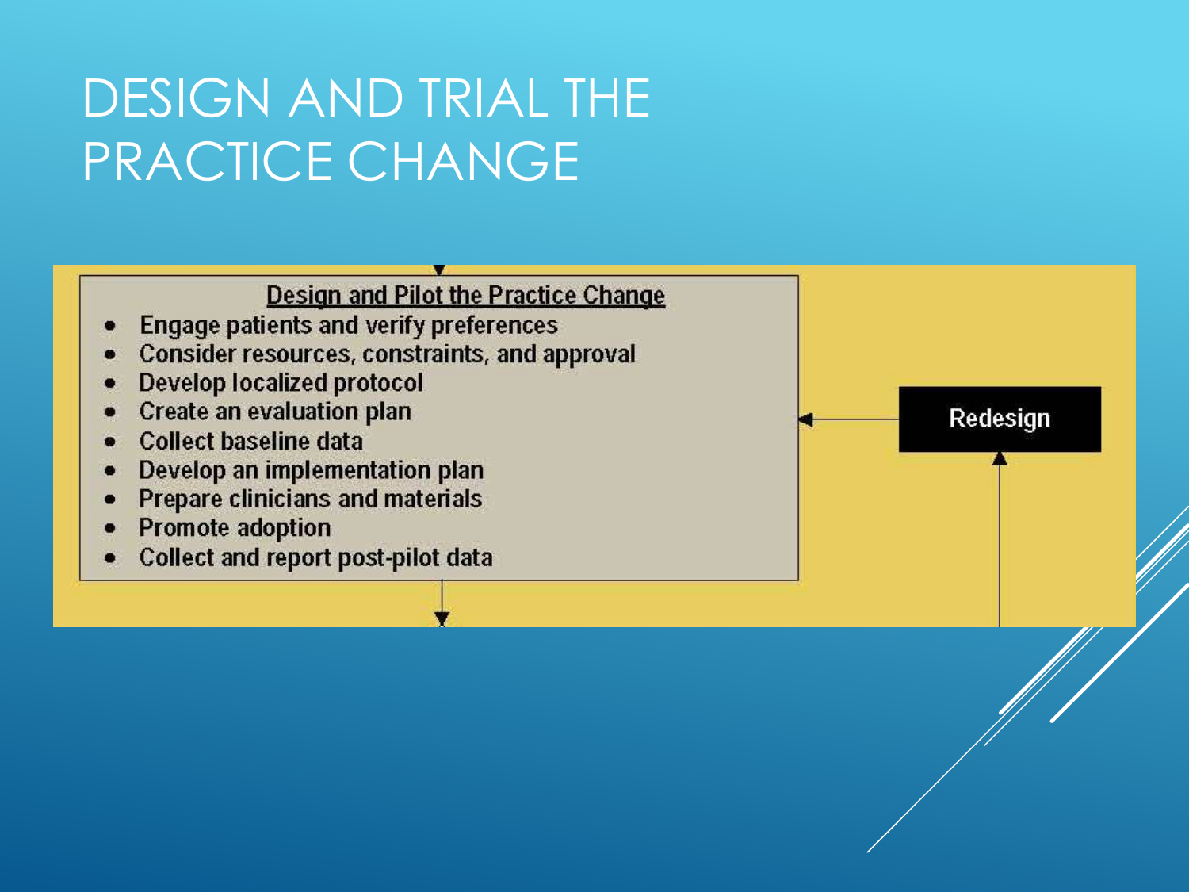# DESIGN AND TRIAL THE PRACTICE CHANGE

**Design and Pilot the Practice Change**

- Engage patients and verify preferences
- Consider resources, constraints, and approval
- Develop localized protocol
- Create an evaluation plan
- Collect baseline data
- Develop an implementation plan
- Prepare clinicians and materials
- Promote adoption
- Collect and report post-pilot data

Redesign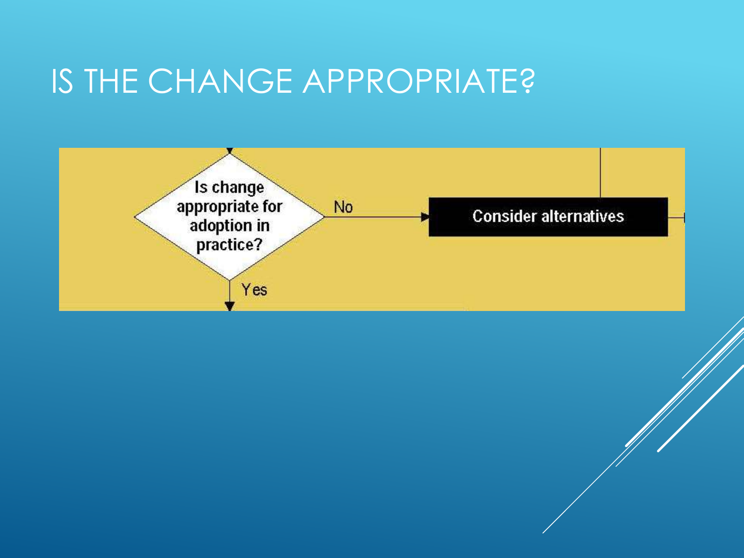# IS THE CHANGE APPROPRIATE?

Is change appropriate for adoption in practice?

No → Consider alternatives

Yes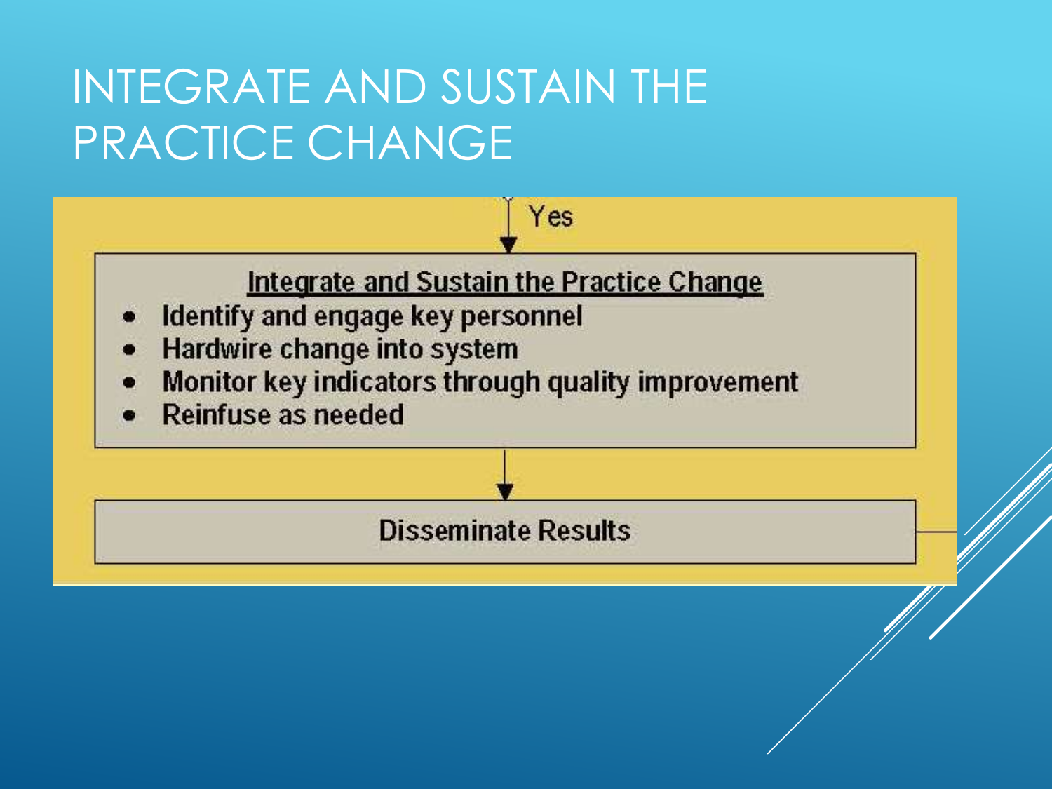# INTEGRATE AND SUSTAIN THE PRACTICE CHANGE

Yes

**Integrate and Sustain the Practice Change**

- Identify and engage key personnel
- Hardwire change into system
- Monitor key indicators through quality improvement
- Reinfuse as needed

**Disseminate Results**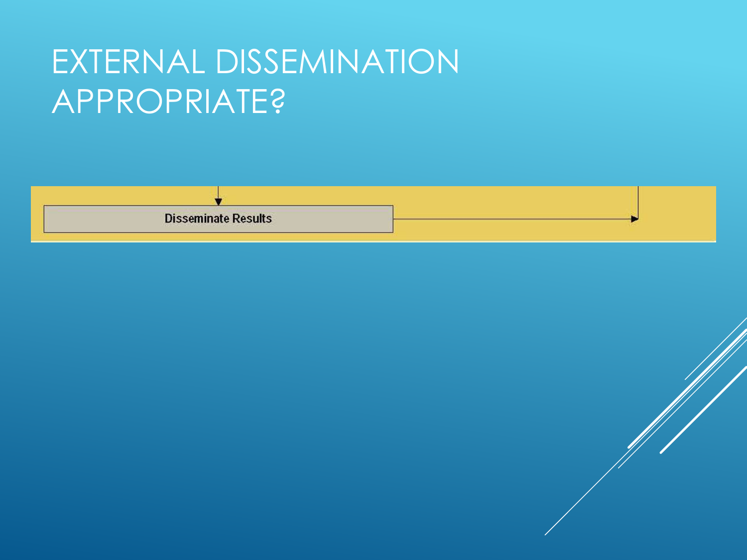# EXTERNAL DISSEMINATION APPROPRIATE?

Disseminate Results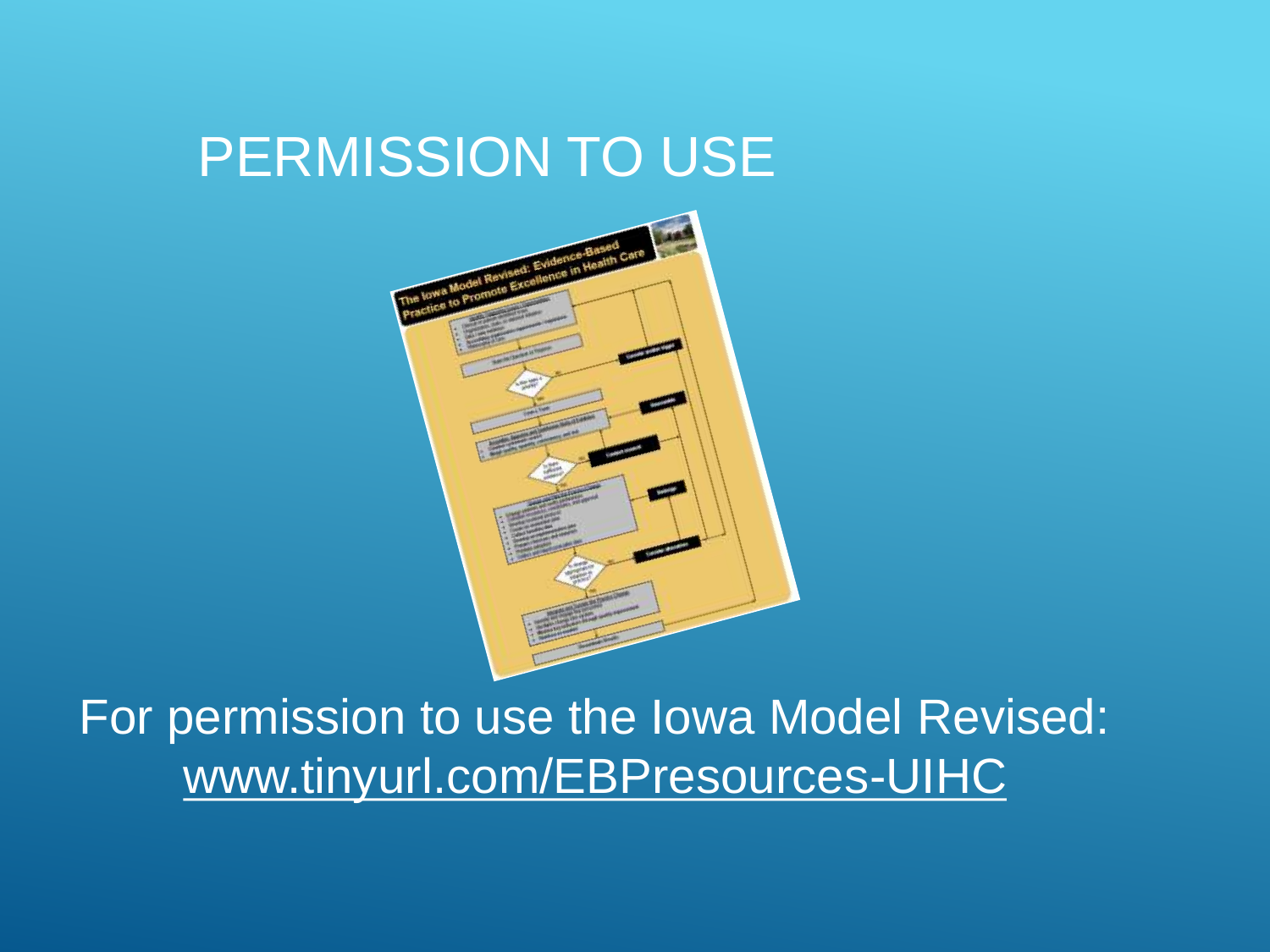# PERMISSION TO USE

For permission to use the Iowa Model Revised: www.tinyurl.com/EBPresources-UIHC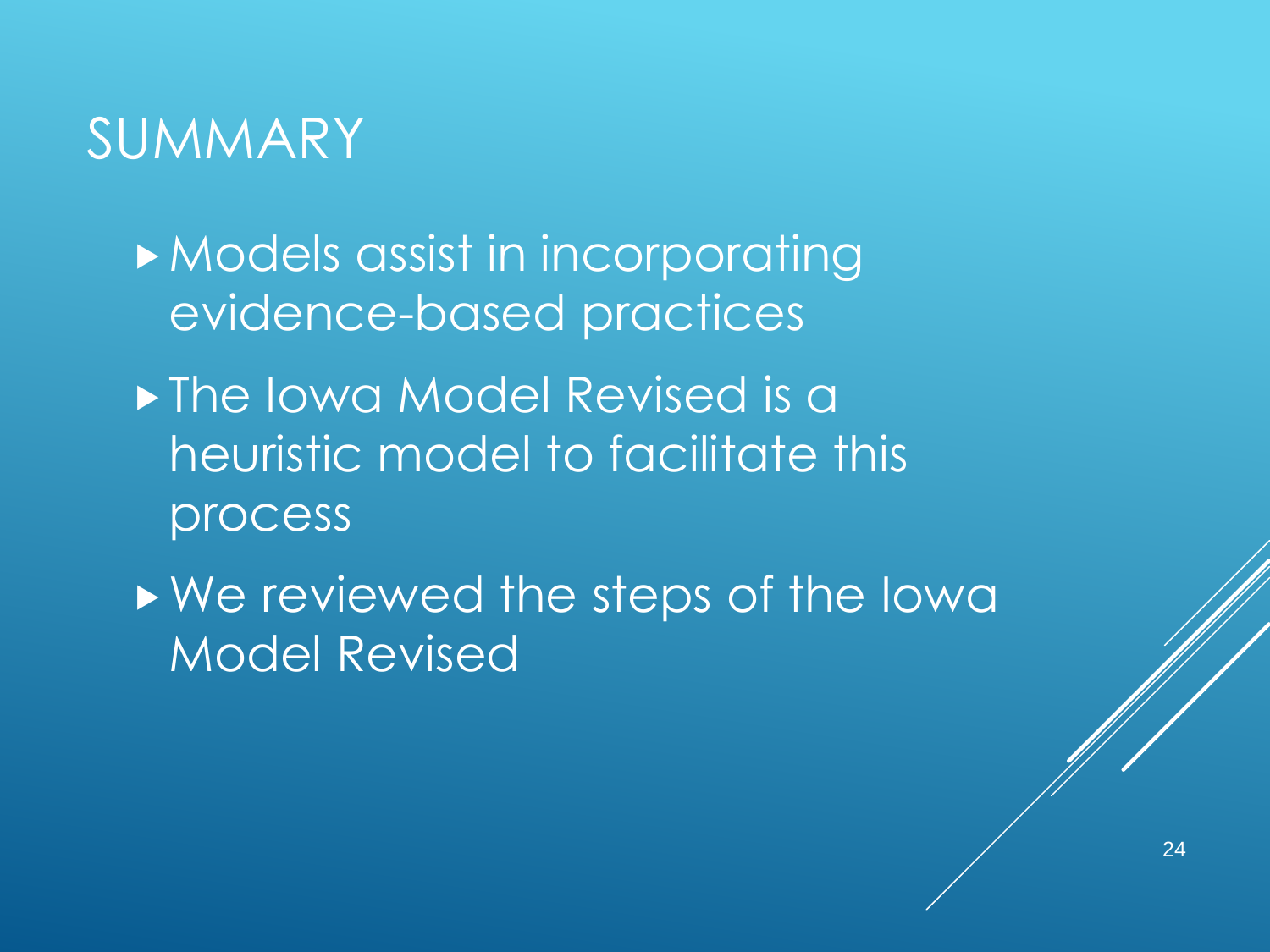# SUMMARY

- Models assist in incorporating evidence-based practices
- The Iowa Model Revised is a heuristic model to facilitate this process
- We reviewed the steps of the Iowa Model Revised